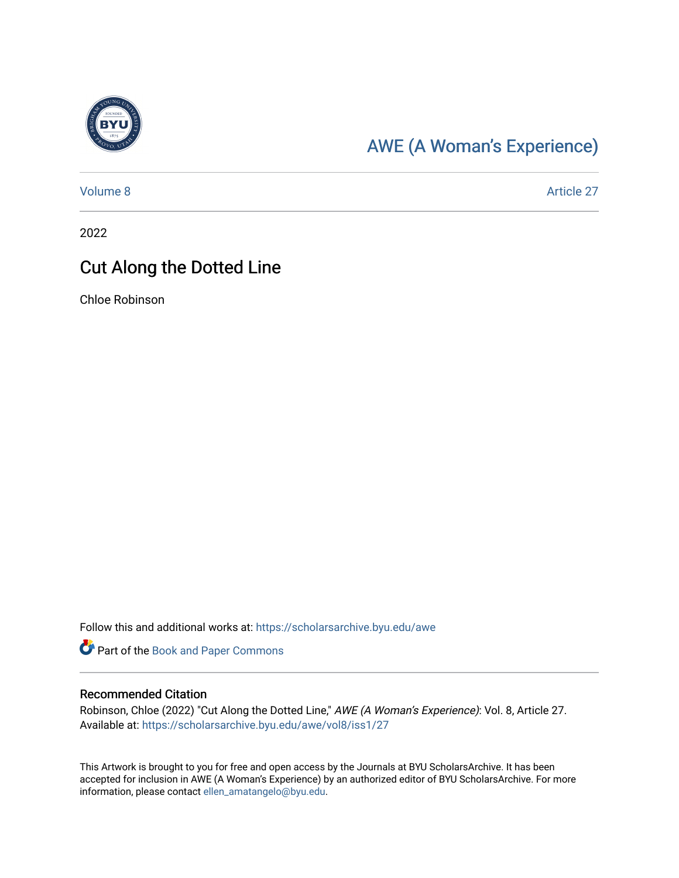# AWE (A Woman's Experience)

Volume 8 Article 27

2022

## Cut Along the Dotted Line

Chloe Robinson

Follow this and additional works at: https://scholarsarchive.byu.edu/awe

Part of the Book and Paper Commons

### Recommended Citation

Robinson, Chloe (2022) "Cut Along the Dotted Line," *AWE (A Woman's Experience)*: Vol. 8, Article 27.
Available at: https://scholarsarchive.byu.edu/awe/vol8/iss1/27

This Artwork is brought to you for free and open access by the Journals at BYU ScholarsArchive. It has been accepted for inclusion in AWE (A Woman's Experience) by an authorized editor of BYU ScholarsArchive. For more information, please contact ellen_amatangelo@byu.edu.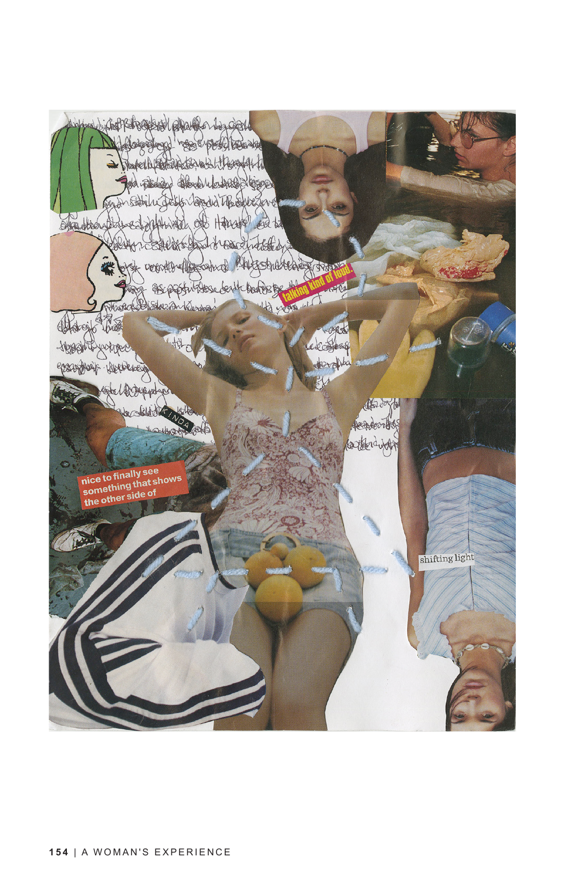talking kind of food.

KINDA

nice to finally see something that shows the other side of

shifting light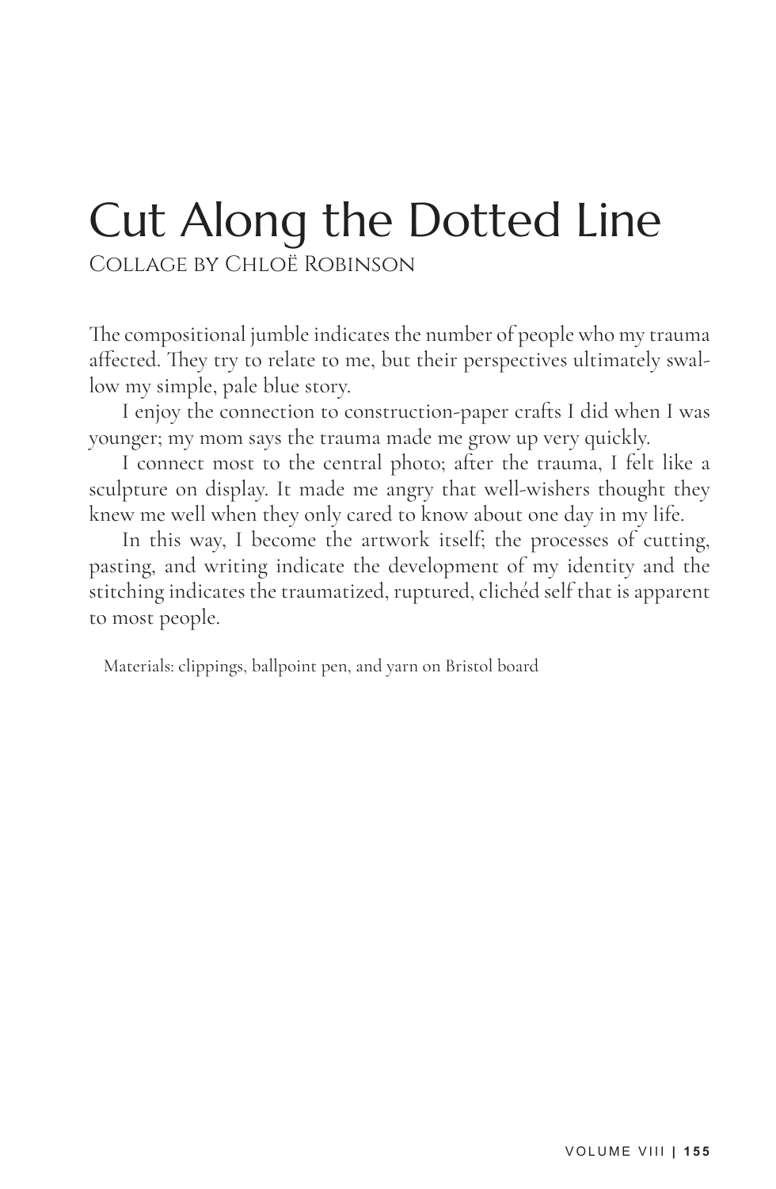# Cut Along the Dotted Line

Collage by Chloë Robinson

The compositional jumble indicates the number of people who my trauma affected. They try to relate to me, but their perspectives ultimately swallow my simple, pale blue story.

I enjoy the connection to construction-paper crafts I did when I was younger; my mom says the trauma made me grow up very quickly.

I connect most to the central photo; after the trauma, I felt like a sculpture on display. It made me angry that well-wishers thought they knew me well when they only cared to know about one day in my life.

In this way, I become the artwork itself; the processes of cutting, pasting, and writing indicate the development of my identity and the stitching indicates the traumatized, ruptured, clichéd self that is apparent to most people.

Materials: clippings, ballpoint pen, and yarn on Bristol board